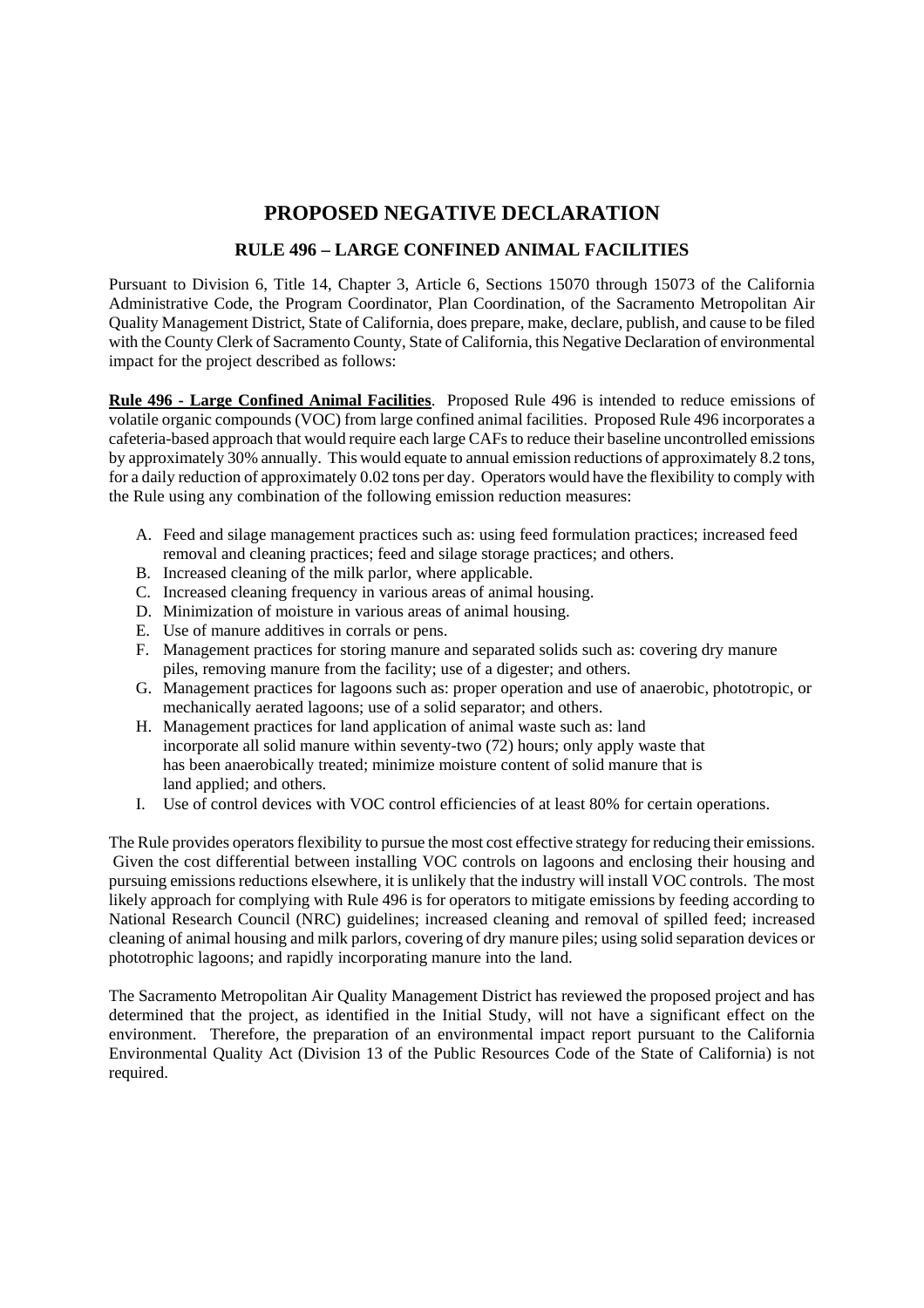# PROPOSED NEGATIVE DECLARATION

## RULE 496 – LARGE CONFINED ANIMAL FACILITIES

Pursuant to Division 6, Title 14, Chapter 3, Article 6, Sections 15070 through 15073 of the California Administrative Code, the Program Coordinator, Plan Coordination, of the Sacramento Metropolitan Air Quality Management District, State of California, does prepare, make, declare, publish, and cause to be filed with the County Clerk of Sacramento County, State of California, this Negative Declaration of environmental impact for the project described as follows:

**Rule 496 - Large Confined Animal Facilities**. Proposed Rule 496 is intended to reduce emissions of volatile organic compounds (VOC) from large confined animal facilities. Proposed Rule 496 incorporates a cafeteria-based approach that would require each large CAFs to reduce their baseline uncontrolled emissions by approximately 30% annually. This would equate to annual emission reductions of approximately 8.2 tons, for a daily reduction of approximately 0.02 tons per day. Operators would have the flexibility to comply with the Rule using any combination of the following emission reduction measures:

A. Feed and silage management practices such as: using feed formulation practices; increased feed removal and cleaning practices; feed and silage storage practices; and others.
B. Increased cleaning of the milk parlor, where applicable.
C. Increased cleaning frequency in various areas of animal housing.
D. Minimization of moisture in various areas of animal housing.
E. Use of manure additives in corrals or pens.
F. Management practices for storing manure and separated solids such as: covering dry manure piles, removing manure from the facility; use of a digester; and others.
G. Management practices for lagoons such as: proper operation and use of anaerobic, phototropic, or mechanically aerated lagoons; use of a solid separator; and others.
H. Management practices for land application of animal waste such as: land incorporate all solid manure within seventy-two (72) hours; only apply waste that has been anaerobically treated; minimize moisture content of solid manure that is land applied; and others.
I. Use of control devices with VOC control efficiencies of at least 80% for certain operations.

The Rule provides operators flexibility to pursue the most cost effective strategy for reducing their emissions. Given the cost differential between installing VOC controls on lagoons and enclosing their housing and pursuing emissions reductions elsewhere, it is unlikely that the industry will install VOC controls. The most likely approach for complying with Rule 496 is for operators to mitigate emissions by feeding according to National Research Council (NRC) guidelines; increased cleaning and removal of spilled feed; increased cleaning of animal housing and milk parlors, covering of dry manure piles; using solid separation devices or phototrophic lagoons; and rapidly incorporating manure into the land.

The Sacramento Metropolitan Air Quality Management District has reviewed the proposed project and has determined that the project, as identified in the Initial Study, will not have a significant effect on the environment. Therefore, the preparation of an environmental impact report pursuant to the California Environmental Quality Act (Division 13 of the Public Resources Code of the State of California) is not required.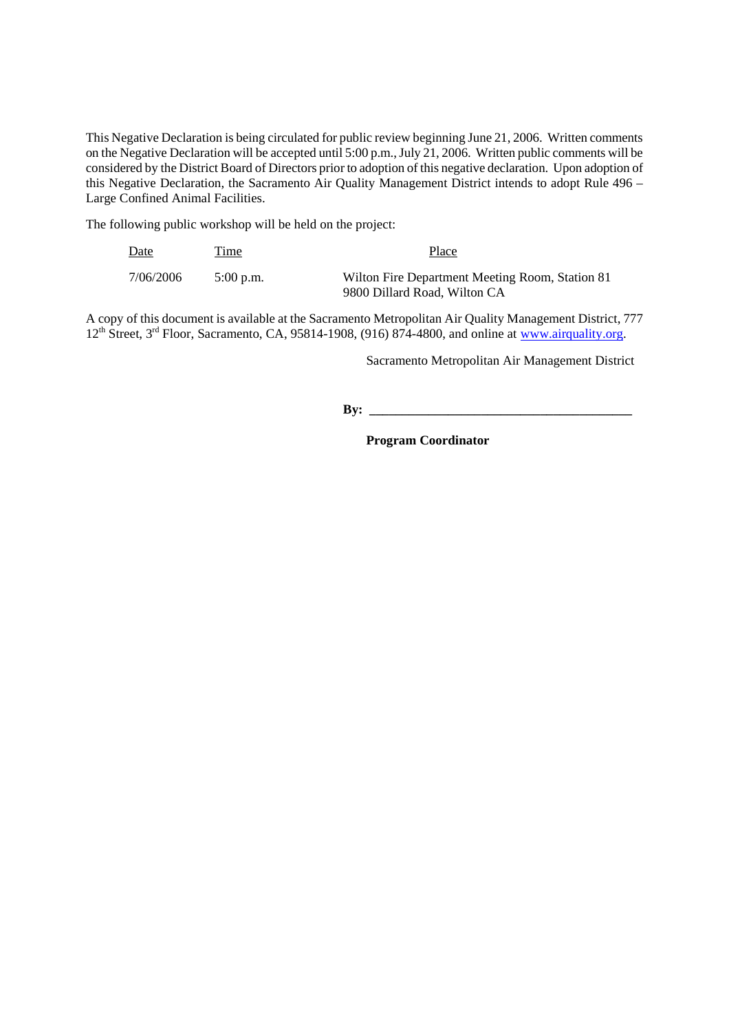This Negative Declaration is being circulated for public review beginning June 21, 2006. Written comments on the Negative Declaration will be accepted until 5:00 p.m., July 21, 2006. Written public comments will be considered by the District Board of Directors prior to adoption of this negative declaration. Upon adoption of this Negative Declaration, the Sacramento Air Quality Management District intends to adopt Rule 496 – Large Confined Animal Facilities.

The following public workshop will be held on the project:

| Date | Time | Place |
| --- | --- | --- |
| 7/06/2006 | 5:00 p.m. | Wilton Fire Department Meeting Room, Station 81<br>9800 Dillard Road, Wilton CA |

A copy of this document is available at the Sacramento Metropolitan Air Quality Management District, 777 12th Street, 3rd Floor, Sacramento, CA, 95814-1908, (916) 874-4800, and online at www.airquality.org.

Sacramento Metropolitan Air Management District

**By:** ________________________________________

**Program Coordinator**